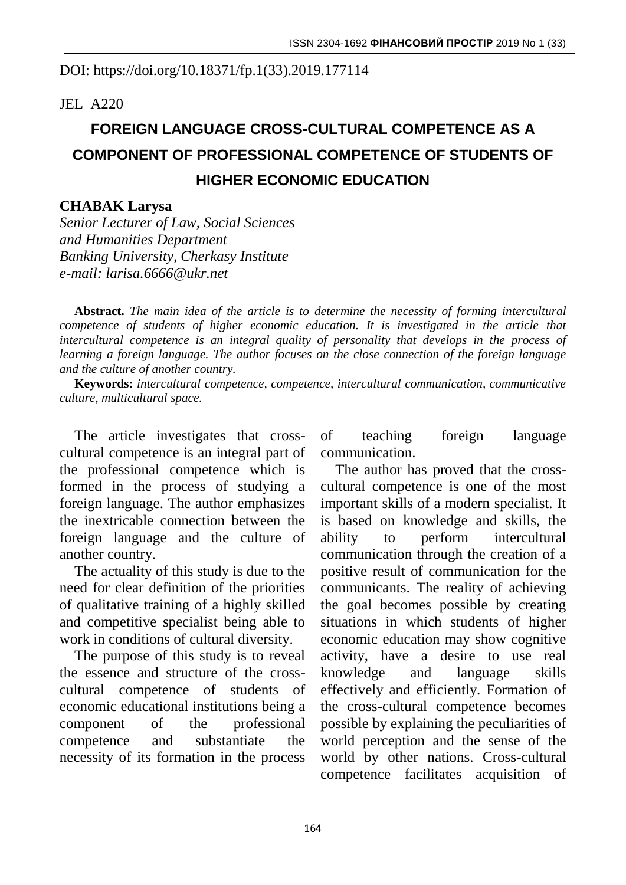DOI: https://doi.org/10.18371/fp.1(33).2019.177114

JEL A220

# FOREIGN LANGUAGE CROSS-CULTURAL COMPETENCE AS A COMPONENT OF PROFESSIONAL COMPETENCE OF STUDENTS OF HIGHER ECONOMIC EDUCATION

**CHABAK Larysa**
*Senior Lecturer of Law, Social Sciences and Humanities Department*
*Banking University, Cherkasy Institute*
*e-mail: larisa.6666@ukr.net*

**Abstract.** *The main idea of the article is to determine the necessity of forming intercultural competence of students of higher economic education. It is investigated in the article that intercultural competence is an integral quality of personality that develops in the process of learning a foreign language. The author focuses on the close connection of the foreign language and the culture of another country.*

**Keywords:** *intercultural competence, competence, intercultural communication, communicative culture, multicultural space.*

The article investigates that cross-cultural competence is an integral part of the professional competence which is formed in the process of studying a foreign language. The author emphasizes the inextricable connection between the foreign language and the culture of another country.

The actuality of this study is due to the need for clear definition of the priorities of qualitative training of a highly skilled and competitive specialist being able to work in conditions of cultural diversity.

The purpose of this study is to reveal the essence and structure of the cross-cultural competence of students of economic educational institutions being a component of the professional competence and substantiate the necessity of its formation in the process of teaching foreign language communication.

The author has proved that the cross-cultural competence is one of the most important skills of a modern specialist. It is based on knowledge and skills, the ability to perform intercultural communication through the creation of a positive result of communication for the communicants. The reality of achieving the goal becomes possible by creating situations in which students of higher economic education may show cognitive activity, have a desire to use real knowledge and language skills effectively and efficiently. Formation of the cross-cultural competence becomes possible by explaining the peculiarities of world perception and the sense of the world by other nations. Cross-cultural competence facilitates acquisition of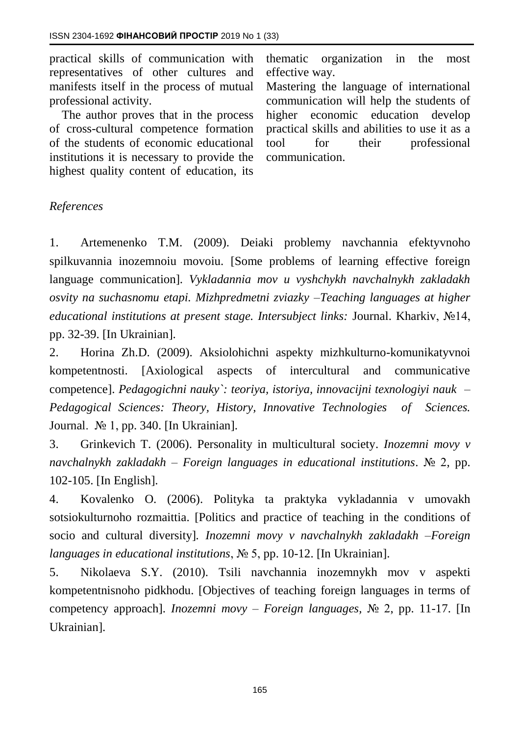practical skills of communication with representatives of other cultures and manifests itself in the process of mutual professional activity.

The author proves that in the process of cross-cultural competence formation of the students of economic educational institutions it is necessary to provide the highest quality content of education, its thematic organization in the most effective way.

Mastering the language of international communication will help the students of higher economic education develop practical skills and abilities to use it as a tool for their professional communication.

*References*

1. Artemenenko T.M. (2009). Deiaki problemy navchannia efektyvnoho spilkuvannia inozemnoiu movoiu. [Some problems of learning effective foreign language communication]. *Vykladannia mov u vyshchykh navchalnykh zakladakh osvity na suchasnomu etapi. Mizhpredmetni zviazky –Teaching languages at higher educational institutions at present stage. Intersubject links:* Journal. Kharkiv, №14, pp. 32-39. [In Ukrainian].

2. Horina Zh.D. (2009). Aksiolohichni aspekty mizhkulturno-komunikatyvnoi kompetentnosti. [Axiological aspects of intercultural and communicative competence]. *Pedagogichni nauky`: teoriya, istoriya, innovacijni texnologiyi nauk – Pedagogical Sciences: Theory, History, Innovative Technologies of Sciences.* Journal. № 1, pp. 340. [In Ukrainian].

3. Grinkevich T. (2006). Personality in multicultural society. *Inozemni movy v navchalnykh zakladakh – Foreign languages in educational institutions*. № 2, pp. 102-105. [In English].

4. Kovalenko O. (2006). Polityka ta praktyka vykladannia v umovakh sotsiokulturnoho rozmaittia. [Politics and practice of teaching in the conditions of socio and cultural diversity]. *Inozemni movy v navchalnykh zakladakh –Foreign languages in educational institutions*, № 5, pp. 10-12. [In Ukrainian].

5. Nikolaeva S.Y. (2010). Tsili navchannia inozemnykh mov v aspekti kompetentnisnoho pidkhodu. [Objectives of teaching foreign languages in terms of competency approach]. *Inozemni movy – Foreign languages,* № 2, pp. 11-17. [In Ukrainian].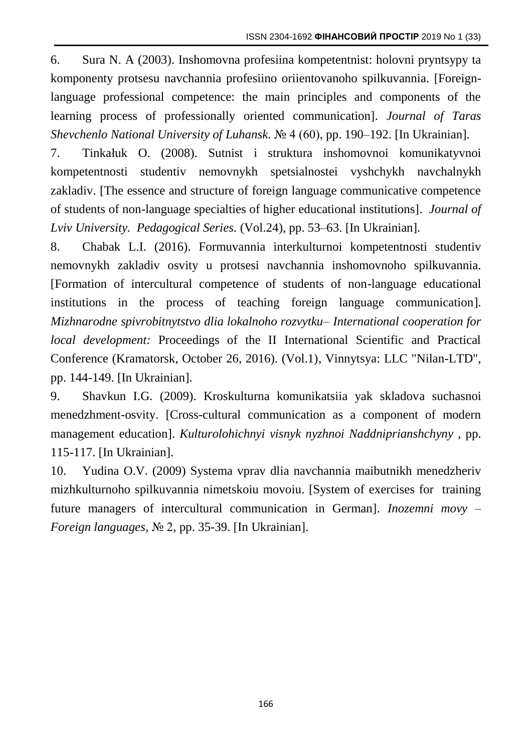6. Sura N. A (2003). Inshomovna profesiina kompetentnist: holovni pryntsypy ta komponenty protsesu navchannia profesiino oriientovanoho spilkuvannia. [Foreign-language professional competence: the main principles and components of the learning process of professionally oriented communication]. *Journal of Taras Shevchenlo National University of Luhansk.* № 4 (60), pp. 190–192. [In Ukrainian].

7. Tinkałuk O. (2008). Sutnist i struktura inshomovnoi komunikatyvnoi kompetentnosti studentiv nemovnykh spetsialnostei vyshchykh navchalnykh zakladiv. [The essence and structure of foreign language communicative competence of students of non-language specialties of higher educational institutions]. *Journal of Lviv University. Pedagogical Series.* (Vol.24), pp. 53–63. [In Ukrainian].

8. Chabak L.I. (2016). Formuvannia interkulturnoi kompetentnosti studentiv nemovnykh zakladiv osvity u protsesi navchannia inshomovnoho spilkuvannia. [Formation of intercultural competence of students of non-language educational institutions in the process of teaching foreign language communication]. *Mizhnarodne spivrobitnytstvo dlia lokalnoho rozvytku– International cooperation for local development:* Proceedings of the II International Scientific and Practical Conference (Kramatorsk, October 26, 2016). (Vol.1), Vinnytsya: LLC "Nilan-LTD", pp. 144-149. [In Ukrainian].

9. Shavkun I.G. (2009). Kroskulturna komunikatsiia yak skladova suchasnoi menedzhment-osvity. [Cross-cultural communication as a component of modern management education]. *Kulturolohichnyi visnyk nyzhnoi Naddnipriansh­chyny* , pp. 115-117. [In Ukrainian].

10. Yudina O.V. (2009) Systema vprav dlia navchannia maibutnikh menedzheriv mizhkulturnoho spilkuvannia nimetskoiu movoiu. [System of exercises for training future managers of intercultural communication in German]. *Inozemni movy – Foreign languages,* № 2, pp. 35-39. [In Ukrainian].